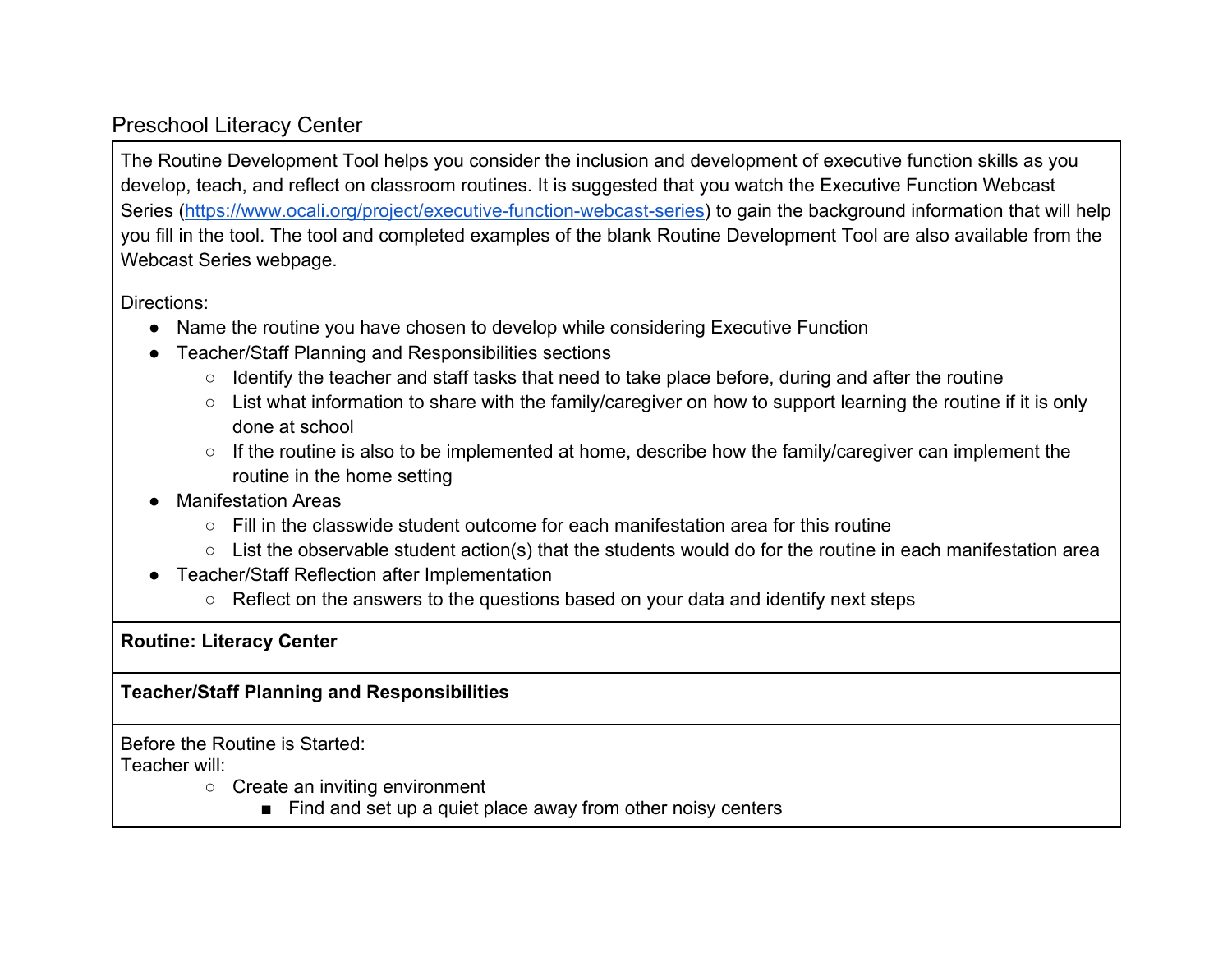Preschool Literacy Center

The Routine Development Tool helps you consider the inclusion and development of executive function skills as you develop, teach, and reflect on classroom routines. It is suggested that you watch the Executive Function Webcast Series (https://www.ocali.org/project/executive-function-webcast-series) to gain the background information that will help you fill in the tool. The tool and completed examples of the blank Routine Development Tool are also available from the Webcast Series webpage.

Directions:

- Name the routine you have chosen to develop while considering Executive Function
- Teacher/Staff Planning and Responsibilities sections
    - Identify the teacher and staff tasks that need to take place before, during and after the routine
    - List what information to share with the family/caregiver on how to support learning the routine if it is only done at school
    - If the routine is also to be implemented at home, describe how the family/caregiver can implement the routine in the home setting
- Manifestation Areas
    - Fill in the classwide student outcome for each manifestation area for this routine
    - List the observable student action(s) that the students would do for the routine in each manifestation area
- Teacher/Staff Reflection after Implementation
    - Reflect on the answers to the questions based on your data and identify next steps

**Routine: Literacy Center**

**Teacher/Staff Planning and Responsibilities**

Before the Routine is Started:
Teacher will:

- Create an inviting environment
    - Find and set up a quiet place away from other noisy centers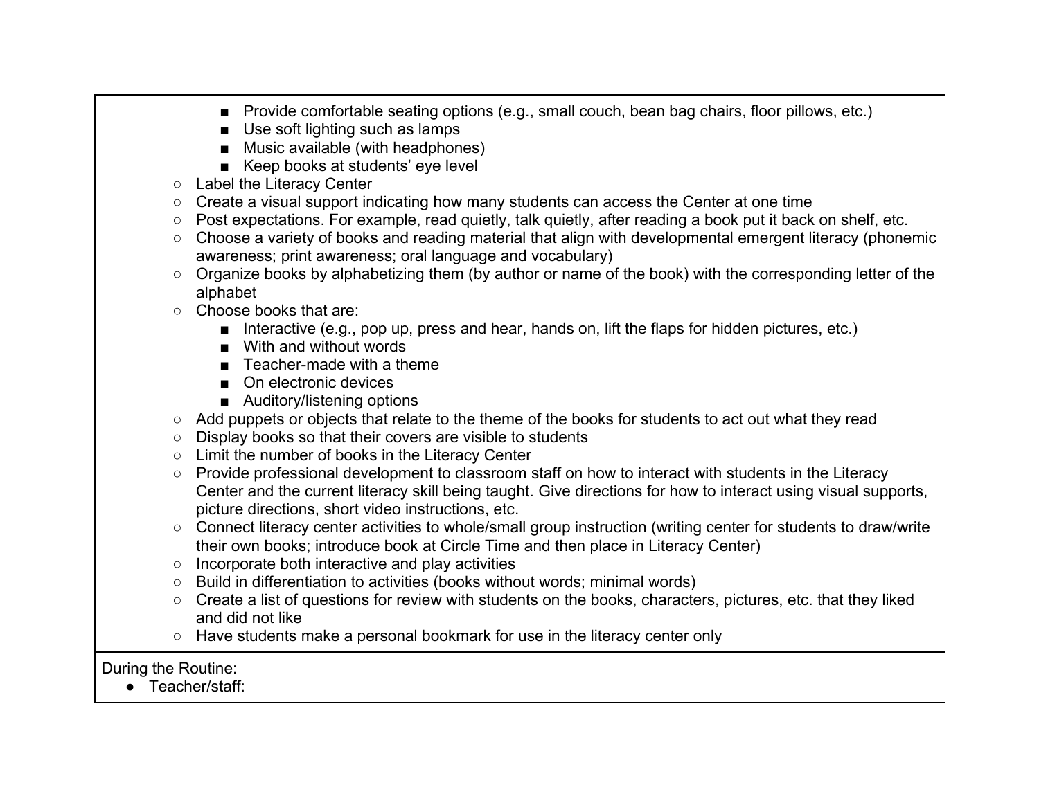- Provide comfortable seating options (e.g., small couch, bean bag chairs, floor pillows, etc.)
- Use soft lighting such as lamps
- Music available (with headphones)
- Keep books at students' eye level

- Label the Literacy Center
- Create a visual support indicating how many students can access the Center at one time
- Post expectations. For example, read quietly, talk quietly, after reading a book put it back on shelf, etc.
- Choose a variety of books and reading material that align with developmental emergent literacy (phonemic awareness; print awareness; oral language and vocabulary)
- Organize books by alphabetizing them (by author or name of the book) with the corresponding letter of the alphabet
- Choose books that are:
  - Interactive (e.g., pop up, press and hear, hands on, lift the flaps for hidden pictures, etc.)
  - With and without words
  - Teacher-made with a theme
  - On electronic devices
  - Auditory/listening options
- Add puppets or objects that relate to the theme of the books for students to act out what they read
- Display books so that their covers are visible to students
- Limit the number of books in the Literacy Center
- Provide professional development to classroom staff on how to interact with students in the Literacy Center and the current literacy skill being taught. Give directions for how to interact using visual supports, picture directions, short video instructions, etc.
- Connect literacy center activities to whole/small group instruction (writing center for students to draw/write their own books; introduce book at Circle Time and then place in Literacy Center)
- Incorporate both interactive and play activities
- Build in differentiation to activities (books without words; minimal words)
- Create a list of questions for review with students on the books, characters, pictures, etc. that they liked and did not like
- Have students make a personal bookmark for use in the literacy center only

During the Routine:

- Teacher/staff: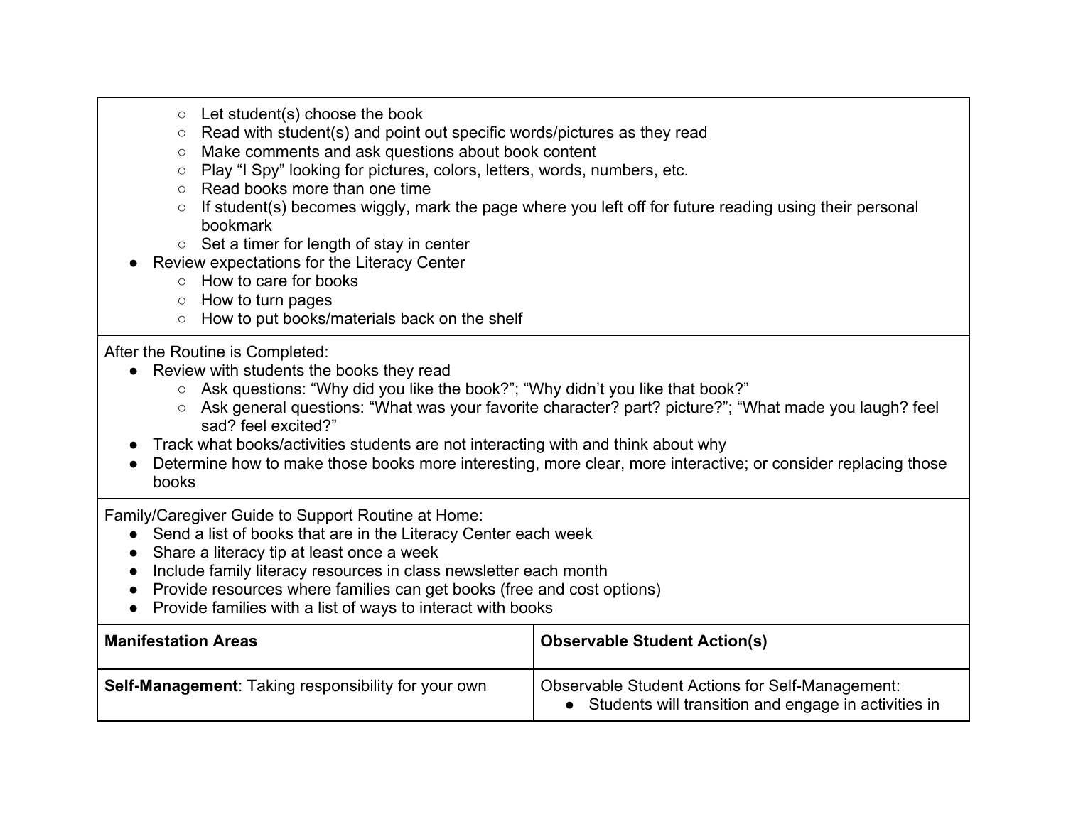- Let student(s) choose the book
  - Read with student(s) and point out specific words/pictures as they read
  - Make comments and ask questions about book content
  - Play "I Spy" looking for pictures, colors, letters, words, numbers, etc.
  - Read books more than one time
  - If student(s) becomes wiggly, mark the page where you left off for future reading using their personal bookmark
  - Set a timer for length of stay in center
- Review expectations for the Literacy Center
  - How to care for books
  - How to turn pages
  - How to put books/materials back on the shelf

After the Routine is Completed:

- Review with students the books they read
  - Ask questions: "Why did you like the book?"; "Why didn't you like that book?"
  - Ask general questions: "What was your favorite character? part? picture?"; "What made you laugh? feel sad? feel excited?"
- Track what books/activities students are not interacting with and think about why
- Determine how to make those books more interesting, more clear, more interactive; or consider replacing those books

Family/Caregiver Guide to Support Routine at Home:

- Send a list of books that are in the Literacy Center each week
- Share a literacy tip at least once a week
- Include family literacy resources in class newsletter each month
- Provide resources where families can get books (free and cost options)
- Provide families with a list of ways to interact with books

| **Manifestation Areas** | **Observable Student Action(s)** |
| --- | --- |
| **Self-Management**: Taking responsibility for your own | Observable Student Actions for Self-Management:<br>● Students will transition and engage in activities in |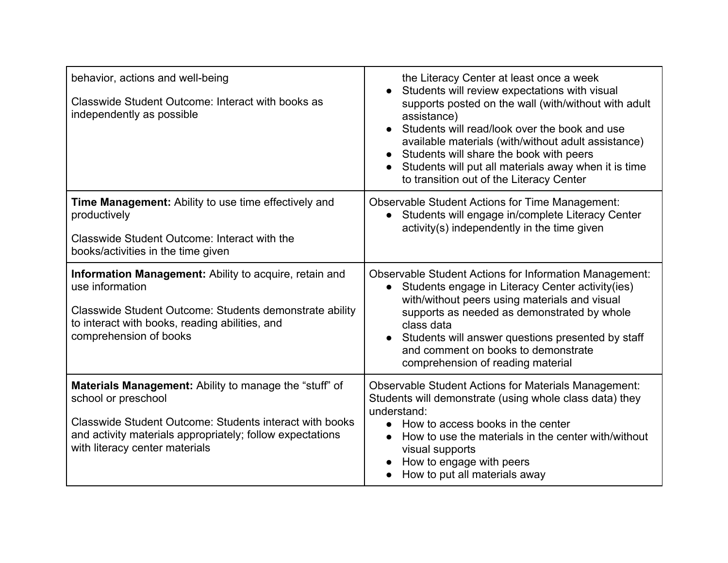| | |
|---|---|
| behavior, actions and well-being<br><br>Classwide Student Outcome: Interact with books as independently as possible | the Literacy Center at least once a week<br>● Students will review expectations with visual supports posted on the wall (with/without with adult assistance)<br>● Students will read/look over the book and use available materials (with/without adult assistance)<br>● Students will share the book with peers<br>● Students will put all materials away when it is time to transition out of the Literacy Center |
| **Time Management:** Ability to use time effectively and productively<br><br>Classwide Student Outcome: Interact with the books/activities in the time given | Observable Student Actions for Time Management:<br>● Students will engage in/complete Literacy Center activity(s) independently in the time given |
| **Information Management:** Ability to acquire, retain and use information<br><br>Classwide Student Outcome: Students demonstrate ability to interact with books, reading abilities, and comprehension of books | Observable Student Actions for Information Management:<br>● Students engage in Literacy Center activity(ies) with/without peers using materials and visual supports as needed as demonstrated by whole class data<br>● Students will answer questions presented by staff and comment on books to demonstrate comprehension of reading material |
| **Materials Management:** Ability to manage the "stuff" of school or preschool<br><br>Classwide Student Outcome: Students interact with books and activity materials appropriately; follow expectations with literacy center materials | Observable Student Actions for Materials Management: Students will demonstrate (using whole class data) they understand:<br>● How to access books in the center<br>● How to use the materials in the center with/without visual supports<br>● How to engage with peers<br>● How to put all materials away |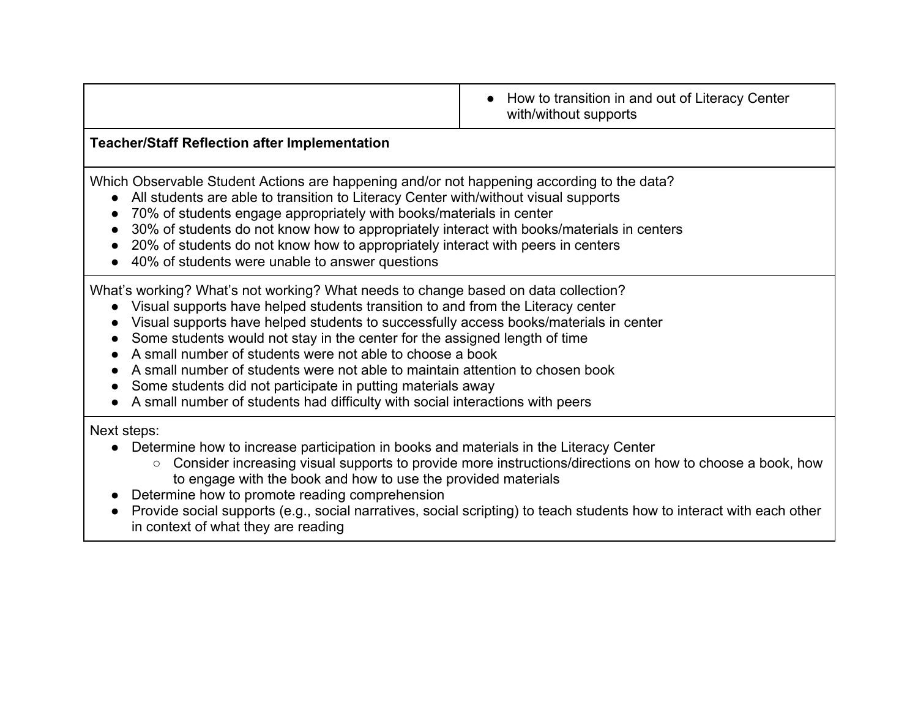| | |
|---|---|
| | • How to transition in and out of Literacy Center with/without supports |

**Teacher/Staff Reflection after Implementation**

Which Observable Student Actions are happening and/or not happening according to the data?

- All students are able to transition to Literacy Center with/without visual supports
- 70% of students engage appropriately with books/materials in center
- 30% of students do not know how to appropriately interact with books/materials in centers
- 20% of students do not know how to appropriately interact with peers in centers
- 40% of students were unable to answer questions

What's working? What's not working? What needs to change based on data collection?

- Visual supports have helped students transition to and from the Literacy center
- Visual supports have helped students to successfully access books/materials in center
- Some students would not stay in the center for the assigned length of time
- A small number of students were not able to choose a book
- A small number of students were not able to maintain attention to chosen book
- Some students did not participate in putting materials away
- A small number of students had difficulty with social interactions with peers

Next steps:

- Determine how to increase participation in books and materials in the Literacy Center
  - Consider increasing visual supports to provide more instructions/directions on how to choose a book, how to engage with the book and how to use the provided materials
- Determine how to promote reading comprehension
- Provide social supports (e.g., social narratives, social scripting) to teach students how to interact with each other in context of what they are reading